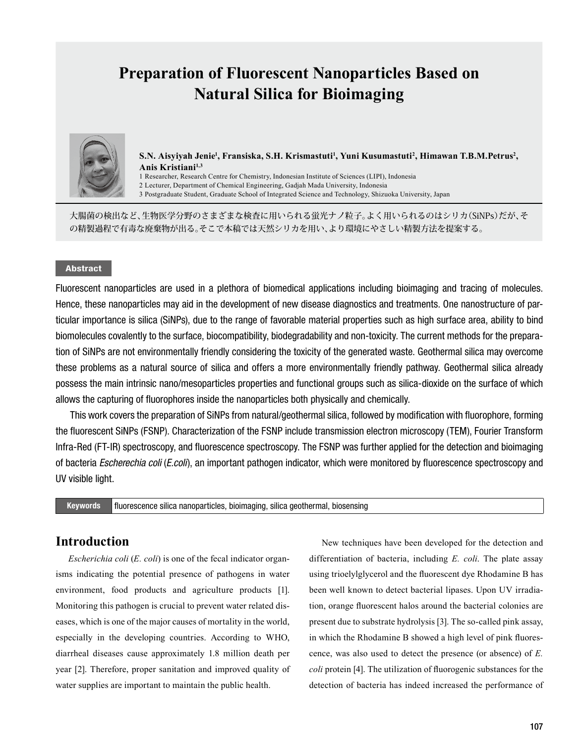# Preparation of Fluorescent Nanoparticles Based on Natural Silica for Bioimaging

**S.N. Aisyiyah Jenie[1], Fransiska, S.H. Krismastuti[1], Yuni Kusumastuti[2], Himawan T.B.M.Petrus[2], Anis Kristiani[1,3]**

1 Researcher, Research Centre for Chemistry, Indonesian Institute of Sciences (LIPI), Indonesia
2 Lecturer, Department of Chemical Engineering, Gadjah Mada University, Indonesia
3 Postgraduate Student, Graduate School of Integrated Science and Technology, Shizuoka University, Japan

大腸菌の検出など、生物医学分野のさまざまな検査に用いられる蛍光ナノ粒子。よく用いられるのはシリカ（SiNPs）だが、その精製過程で有毒な廃棄物が出る。そこで本稿では天然シリカを用い、より環境にやさしい精製方法を提案する。

## Abstract

Fluorescent nanoparticles are used in a plethora of biomedical applications including bioimaging and tracing of molecules. Hence, these nanoparticles may aid in the development of new disease diagnostics and treatments. One nanostructure of particular importance is silica (SiNPs), due to the range of favorable material properties such as high surface area, ability to bind biomolecules covalently to the surface, biocompatibility, biodegradability and non-toxicity. The current methods for the preparation of SiNPs are not environmentally friendly considering the toxicity of the generated waste. Geothermal silica may overcome these problems as a natural source of silica and offers a more environmentally friendly pathway. Geothermal silica already possess the main intrinsic nano/mesoparticles properties and functional groups such as silica-dioxide on the surface of which allows the capturing of fluorophores inside the nanoparticles both physically and chemically.

This work covers the preparation of SiNPs from natural/geothermal silica, followed by modification with fluorophore, forming the fluorescent SiNPs (FSNP). Characterization of the FSNP include transmission electron microscopy (TEM), Fourier Transform Infra-Red (FT-IR) spectroscopy, and fluorescence spectroscopy. The FSNP was further applied for the detection and bioimaging of bacteria *Escherechia coli* (*E.coli*), an important pathogen indicator, which were monitored by fluorescence spectroscopy and UV visible light.

**Keywords** fluorescence silica nanoparticles, bioimaging, silica geothermal, biosensing

## Introduction

*Escherichia coli* (*E. coli*) is one of the fecal indicator organisms indicating the potential presence of pathogens in water environment, food products and agriculture products [1]. Monitoring this pathogen is crucial to prevent water related diseases, which is one of the major causes of mortality in the world, especially in the developing countries. According to WHO, diarrheal diseases cause approximately 1.8 million death per year [2]. Therefore, proper sanitation and improved quality of water supplies are important to maintain the public health.

New techniques have been developed for the detection and differentiation of bacteria, including *E. coli*. The plate assay using trioelylglycerol and the fluorescent dye Rhodamine B has been well known to detect bacterial lipases. Upon UV irradiation, orange fluorescent halos around the bacterial colonies are present due to substrate hydrolysis [3]. The so-called pink assay, in which the Rhodamine B showed a high level of pink fluorescence, was also used to detect the presence (or absence) of *E. coli* protein [4]. The utilization of fluorogenic substances for the detection of bacteria has indeed increased the performance of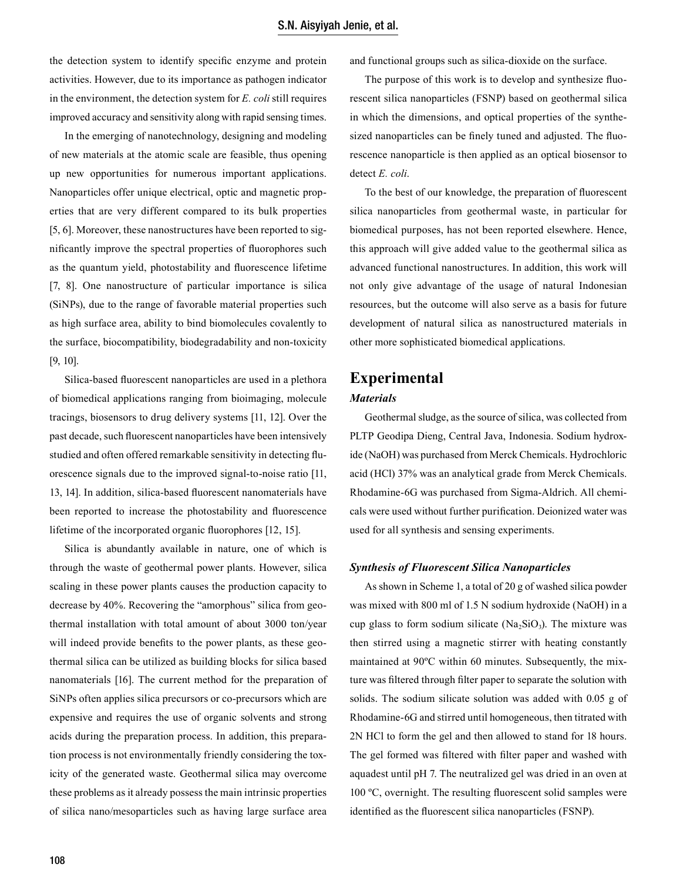the detection system to identify specific enzyme and protein activities. However, due to its importance as pathogen indicator in the environment, the detection system for *E. coli* still requires improved accuracy and sensitivity along with rapid sensing times.

In the emerging of nanotechnology, designing and modeling of new materials at the atomic scale are feasible, thus opening up new opportunities for numerous important applications. Nanoparticles offer unique electrical, optic and magnetic properties that are very different compared to its bulk properties [5, 6]. Moreover, these nanostructures have been reported to significantly improve the spectral properties of fluorophores such as the quantum yield, photostability and fluorescence lifetime [7, 8]. One nanostructure of particular importance is silica (SiNPs), due to the range of favorable material properties such as high surface area, ability to bind biomolecules covalently to the surface, biocompatibility, biodegradability and non-toxicity [9, 10].

Silica-based fluorescent nanoparticles are used in a plethora of biomedical applications ranging from bioimaging, molecule tracings, biosensors to drug delivery systems [11, 12]. Over the past decade, such fluorescent nanoparticles have been intensively studied and often offered remarkable sensitivity in detecting fluorescence signals due to the improved signal-to-noise ratio [11, 13, 14]. In addition, silica-based fluorescent nanomaterials have been reported to increase the photostability and fluorescence lifetime of the incorporated organic fluorophores [12, 15].

Silica is abundantly available in nature, one of which is through the waste of geothermal power plants. However, silica scaling in these power plants causes the production capacity to decrease by 40%. Recovering the "amorphous" silica from geothermal installation with total amount of about 3000 ton/year will indeed provide benefits to the power plants, as these geothermal silica can be utilized as building blocks for silica based nanomaterials [16]. The current method for the preparation of SiNPs often applies silica precursors or co-precursors which are expensive and requires the use of organic solvents and strong acids during the preparation process. In addition, this preparation process is not environmentally friendly considering the toxicity of the generated waste. Geothermal silica may overcome these problems as it already possess the main intrinsic properties of silica nano/mesoparticles such as having large surface area and functional groups such as silica-dioxide on the surface.

The purpose of this work is to develop and synthesize fluorescent silica nanoparticles (FSNP) based on geothermal silica in which the dimensions, and optical properties of the synthesized nanoparticles can be finely tuned and adjusted. The fluorescence nanoparticle is then applied as an optical biosensor to detect *E. coli*.

To the best of our knowledge, the preparation of fluorescent silica nanoparticles from geothermal waste, in particular for biomedical purposes, has not been reported elsewhere. Hence, this approach will give added value to the geothermal silica as advanced functional nanostructures. In addition, this work will not only give advantage of the usage of natural Indonesian resources, but the outcome will also serve as a basis for future development of natural silica as nanostructured materials in other more sophisticated biomedical applications.

## Experimental

### *Materials*

Geothermal sludge, as the source of silica, was collected from PLTP Geodipa Dieng, Central Java, Indonesia. Sodium hydroxide (NaOH) was purchased from Merck Chemicals. Hydrochloric acid (HCl) 37% was an analytical grade from Merck Chemicals. Rhodamine-6G was purchased from Sigma-Aldrich. All chemicals were used without further purification. Deionized water was used for all synthesis and sensing experiments.

### *Synthesis of Fluorescent Silica Nanoparticles*

As shown in Scheme 1, a total of 20 g of washed silica powder was mixed with 800 ml of 1.5 N sodium hydroxide (NaOH) in a cup glass to form sodium silicate ($Na_2SiO_3$). The mixture was then stirred using a magnetic stirrer with heating constantly maintained at 90ºC within 60 minutes. Subsequently, the mixture was filtered through filter paper to separate the solution with solids. The sodium silicate solution was added with 0.05 g of Rhodamine-6G and stirred until homogeneous, then titrated with 2N HCl to form the gel and then allowed to stand for 18 hours. The gel formed was filtered with filter paper and washed with aquadest until pH 7. The neutralized gel was dried in an oven at 100 ºC, overnight. The resulting fluorescent solid samples were identified as the fluorescent silica nanoparticles (FSNP).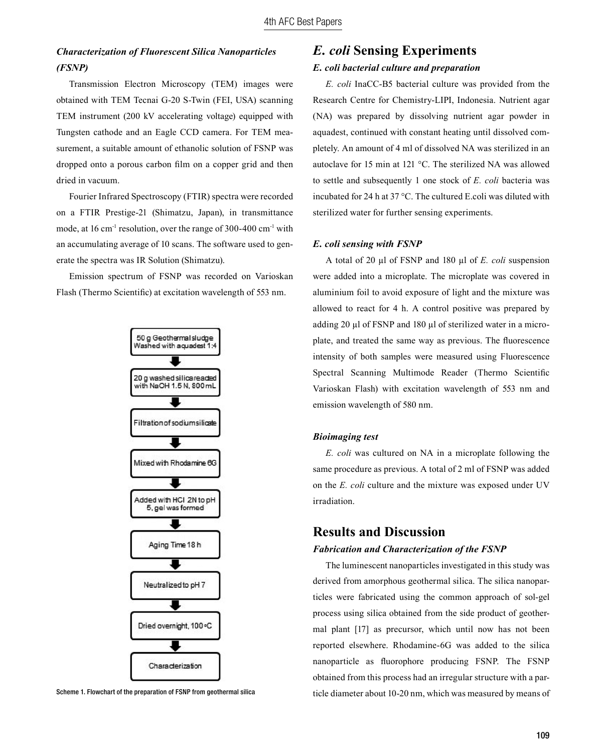### *Characterization of Fluorescent Silica Nanoparticles (FSNP)*

Transmission Electron Microscopy (TEM) images were obtained with TEM Tecnai G-20 S-Twin (FEI, USA) scanning TEM instrument (200 kV accelerating voltage) equipped with Tungsten cathode and an Eagle CCD camera. For TEM measurement, a suitable amount of ethanolic solution of FSNP was dropped onto a porous carbon film on a copper grid and then dried in vacuum.

Fourier Infrared Spectroscopy (FTIR) spectra were recorded on a FTIR Prestige-21 (Shimatzu, Japan), in transmittance mode, at 16 $cm^{-1}$ resolution, over the range of 300-400 $cm^{-1}$ with an accumulating average of 10 scans. The software used to generate the spectra was IR Solution (Shimatzu).

Emission spectrum of FSNP was recorded on Varioskan Flash (Thermo Scientific) at excitation wavelength of 553 nm.

50 g Geothermal sludge Washed with aquadest 1:4
↓
20 g washed silica reacted with NaOH 1.5 N, 800 mL
↓
Filtration of sodium silicate
↓
Mixed with Rhodamine 6G
↓
Added with HCl 2N to pH 5, gel was formed
↓
Aging Time 18 h
↓
Neutralized to pH 7
↓
Dried overnight, 100 °C
↓
Characterization

Scheme 1. Flowchart of the preparation of FSNP from geothermal silica

## *E. coli* Sensing Experiments

### *E. coli bacterial culture and preparation*

*E. coli* InaCC-B5 bacterial culture was provided from the Research Centre for Chemistry-LIPI, Indonesia. Nutrient agar (NA) was prepared by dissolving nutrient agar powder in aquadest, continued with constant heating until dissolved completely. An amount of 4 ml of dissolved NA was sterilized in an autoclave for 15 min at 121 °C. The sterilized NA was allowed to settle and subsequently 1 one stock of *E. coli* bacteria was incubated for 24 h at 37 °C. The cultured E.coli was diluted with sterilized water for further sensing experiments.

### *E. coli sensing with FSNP*

A total of 20 µl of FSNP and 180 µl of *E. coli* suspension were added into a microplate. The microplate was covered in aluminium foil to avoid exposure of light and the mixture was allowed to react for 4 h. A control positive was prepared by adding 20 µl of FSNP and 180 µl of sterilized water in a microplate, and treated the same way as previous. The fluorescence intensity of both samples were measured using Fluorescence Spectral Scanning Multimode Reader (Thermo Scientific Varioskan Flash) with excitation wavelength of 553 nm and emission wavelength of 580 nm.

### *Bioimaging test*

*E. coli* was cultured on NA in a microplate following the same procedure as previous. A total of 2 ml of FSNP was added on the *E. coli* culture and the mixture was exposed under UV irradiation.

## Results and Discussion

### *Fabrication and Characterization of the FSNP*

The luminescent nanoparticles investigated in this study was derived from amorphous geothermal silica. The silica nanoparticles were fabricated using the common approach of sol-gel process using silica obtained from the side product of geothermal plant [17] as precursor, which until now has not been reported elsewhere. Rhodamine-6G was added to the silica nanoparticle as fluorophore producing FSNP. The FSNP obtained from this process had an irregular structure with a particle diameter about 10-20 nm, which was measured by means of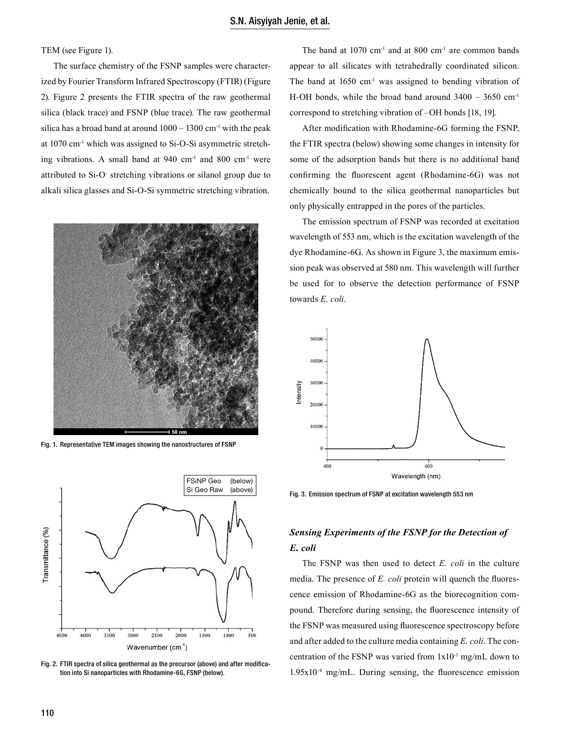TEM (see Figure 1).

The surface chemistry of the FSNP samples were characterized by Fourier Transform Infrared Spectroscopy (FTIR) (Figure 2). Figure 2 presents the FTIR spectra of the raw geothermal silica (black trace) and FSNP (blue trace). The raw geothermal silica has a broad band at around 1000 – 1300 $cm^{-1}$ with the peak at 1070 $cm^{-1}$ which was assigned to Si-O-Si asymmetric stretching vibrations. A small band at 940 $cm^{-1}$ and 800 $cm^{-1}$ were attributed to $Si-O^-$ stretching vibrations or silanol group due to alkali silica glasses and Si-O-Si symmetric stretching vibration.

Fig. 1. Representative TEM images showing the nanostructures of FSNP

Fig. 2. FTIR spectra of silica geothermal as the precursor (above) and after modification into Si nanoparticles with Rhodamine-6G, FSNP (below).

The band at 1070 $cm^{-1}$ and at 800 $cm^{-1}$ are common bands appear to all silicates with tetrahedrally coordinated silicon. The band at 1650 $cm^{-1}$ was assigned to bending vibration of H-OH bonds, while the broad band around 3400 – 3650 $cm^{-1}$ correspond to stretching vibration of –OH bonds [18, 19].

After modification with Rhodamine-6G forming the FSNP, the FTIR spectra (below) showing some changes in intensity for some of the adsorption bands but there is no additional band confirming the fluorescent agent (Rhodamine-6G) was not chemically bound to the silica geothermal nanoparticles but only physically entrapped in the pores of the particles.

The emission spectrum of FSNP was recorded at excitation wavelength of 553 nm, which is the excitation wavelength of the dye Rhodamine-6G. As shown in Figure 3, the maximum emission peak was observed at 580 nm. This wavelength will further be used for to observe the detection performance of FSNP towards *E. coli*.

Fig. 3. Emission spectrum of FSNP at excitation wavelength 553 nm

### *Sensing Experiments of the FSNP for the Detection of E. coli*

The FSNP was then used to detect *E. coli* in the culture media. The presence of *E. coli* protein will quench the fluorescence emission of Rhodamine-6G as the biorecognition compound. Therefore during sensing, the fluorescence intensity of the FSNP was measured using fluorescence spectroscopy before and after added to the culture media containing *E. coli*. The concentration of the FSNP was varied from $1x10^{-1}$ mg/mL down to $1.95x10^{-4}$ mg/mL. During sensing, the fluorescence emission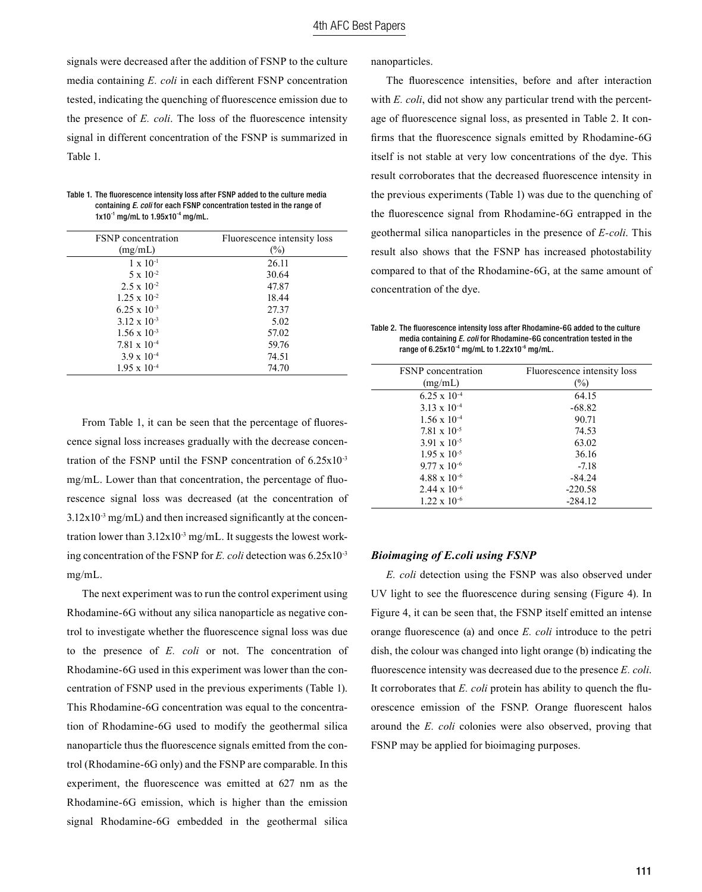signals were decreased after the addition of FSNP to the culture media containing *E. coli* in each different FSNP concentration tested, indicating the quenching of fluorescence emission due to the presence of *E. coli*. The loss of the fluorescence intensity signal in different concentration of the FSNP is summarized in Table 1.

**Table 1. The fluorescence intensity loss after FSNP added to the culture media containing *E. coli* for each FSNP concentration tested in the range of $1x10^{-1}$ mg/mL to $1.95x10^{-4}$ mg/mL.**

| FSNP concentration (mg/mL) | Fluorescence intensity loss (%) |
|---|---|
| $1 \times 10^{-1}$ | 26.11 |
| $5 \times 10^{-2}$ | 30.64 |
| $2.5 \times 10^{-2}$ | 47.87 |
| $1.25 \times 10^{-2}$ | 18.44 |
| $6.25 \times 10^{-3}$ | 27.37 |
| $3.12 \times 10^{-3}$ | 5.02 |
| $1.56 \times 10^{-3}$ | 57.02 |
| $7.81 \times 10^{-4}$ | 59.76 |
| $3.9 \times 10^{-4}$ | 74.51 |
| $1.95 \times 10^{-4}$ | 74.70 |

From Table 1, it can be seen that the percentage of fluorescence signal loss increases gradually with the decrease concentration of the FSNP until the FSNP concentration of $6.25x10^{-3}$ mg/mL. Lower than that concentration, the percentage of fluorescence signal loss was decreased (at the concentration of $3.12x10^{-3}$ mg/mL) and then increased significantly at the concentration lower than $3.12x10^{-3}$ mg/mL. It suggests the lowest working concentration of the FSNP for *E. coli* detection was $6.25x10^{-3}$ mg/mL.

The next experiment was to run the control experiment using Rhodamine-6G without any silica nanoparticle as negative control to investigate whether the fluorescence signal loss was due to the presence of *E. coli* or not. The concentration of Rhodamine-6G used in this experiment was lower than the concentration of FSNP used in the previous experiments (Table 1). This Rhodamine-6G concentration was equal to the concentration of Rhodamine-6G used to modify the geothermal silica nanoparticle thus the fluorescence signals emitted from the control (Rhodamine-6G only) and the FSNP are comparable. In this experiment, the fluorescence was emitted at 627 nm as the Rhodamine-6G emission, which is higher than the emission signal Rhodamine-6G embedded in the geothermal silica nanoparticles.

The fluorescence intensities, before and after interaction with *E. coli*, did not show any particular trend with the percentage of fluorescence signal loss, as presented in Table 2. It confirms that the fluorescence signals emitted by Rhodamine-6G itself is not stable at very low concentrations of the dye. This result corroborates that the decreased fluorescence intensity in the previous experiments (Table 1) was due to the quenching of the fluorescence signal from Rhodamine-6G entrapped in the geothermal silica nanoparticles in the presence of *E-coli*. This result also shows that the FSNP has increased photostability compared to that of the Rhodamine-6G, at the same amount of concentration of the dye.

**Table 2. The fluorescence intensity loss after Rhodamine-6G added to the culture media containing *E. coli* for Rhodamine-6G concentration tested in the range of $6.25x10^{-4}$ mg/mL to $1.22x10^{-6}$ mg/mL.**

| FSNP concentration (mg/mL) | Fluorescence intensity loss (%) |
|---|---|
| $6.25 \times 10^{-4}$ | 64.15 |
| $3.13 \times 10^{-4}$ | -68.82 |
| $1.56 \times 10^{-4}$ | 90.71 |
| $7.81 \times 10^{-5}$ | 74.53 |
| $3.91 \times 10^{-5}$ | 63.02 |
| $1.95 \times 10^{-5}$ | 36.16 |
| $9.77 \times 10^{-6}$ | -7.18 |
| $4.88 \times 10^{-6}$ | -84.24 |
| $2.44 \times 10^{-6}$ | -220.58 |
| $1.22 \times 10^{-6}$ | -284.12 |

### *Bioimaging of E.coli using FSNP*

*E. coli* detection using the FSNP was also observed under UV light to see the fluorescence during sensing (Figure 4). In Figure 4, it can be seen that, the FSNP itself emitted an intense orange fluorescence (a) and once *E. coli* introduce to the petri dish, the colour was changed into light orange (b) indicating the fluorescence intensity was decreased due to the presence *E. coli*. It corroborates that *E. coli* protein has ability to quench the fluorescence emission of the FSNP. Orange fluorescent halos around the *E. coli* colonies were also observed, proving that FSNP may be applied for bioimaging purposes.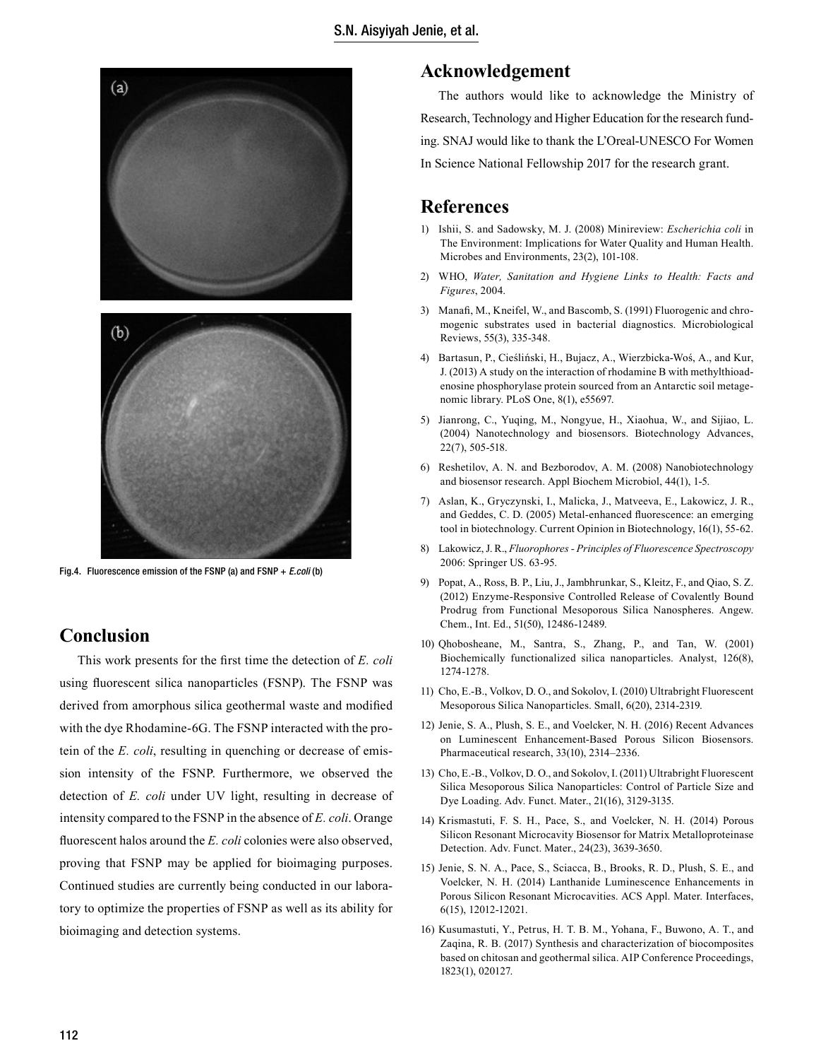Fig.4. Fluorescence emission of the FSNP (a) and FSNP + *E.coli* (b)

## Conclusion

This work presents for the first time the detection of *E. coli* using fluorescent silica nanoparticles (FSNP). The FSNP was derived from amorphous silica geothermal waste and modified with the dye Rhodamine-6G. The FSNP interacted with the protein of the *E. coli*, resulting in quenching or decrease of emission intensity of the FSNP. Furthermore, we observed the detection of *E. coli* under UV light, resulting in decrease of intensity compared to the FSNP in the absence of *E. coli*. Orange fluorescent halos around the *E. coli* colonies were also observed, proving that FSNP may be applied for bioimaging purposes. Continued studies are currently being conducted in our laboratory to optimize the properties of FSNP as well as its ability for bioimaging and detection systems.

## Acknowledgement

The authors would like to acknowledge the Ministry of Research, Technology and Higher Education for the research funding. SNAJ would like to thank the L'Oreal-UNESCO For Women In Science National Fellowship 2017 for the research grant.

## References

1) Ishii, S. and Sadowsky, M. J. (2008) Minireview: *Escherichia coli* in The Environment: Implications for Water Quality and Human Health. Microbes and Environments, 23(2), 101-108.
2) WHO, *Water, Sanitation and Hygiene Links to Health: Facts and Figures*, 2004.
3) Manafi, M., Kneifel, W., and Bascomb, S. (1991) Fluorogenic and chromogenic substrates used in bacterial diagnostics. Microbiological Reviews, 55(3), 335-348.
4) Bartasun, P., Cieśliński, H., Bujacz, A., Wierzbicka-Woś, A., and Kur, J. (2013) A study on the interaction of rhodamine B with methylthioadenosine phosphorylase protein sourced from an Antarctic soil metagenomic library. PLoS One, 8(1), e55697.
5) Jianrong, C., Yuqing, M., Nongyue, H., Xiaohua, W., and Sijiao, L. (2004) Nanotechnology and biosensors. Biotechnology Advances, 22(7), 505-518.
6) Reshetilov, A. N. and Bezborodov, A. M. (2008) Nanobiotechnology and biosensor research. Appl Biochem Microbiol, 44(1), 1-5.
7) Aslan, K., Gryczynski, I., Malicka, J., Matveeva, E., Lakowicz, J. R., and Geddes, C. D. (2005) Metal-enhanced fluorescence: an emerging tool in biotechnology. Current Opinion in Biotechnology, 16(1), 55-62.
8) Lakowicz, J. R., *Fluorophores - Principles of Fluorescence Spectroscopy* 2006: Springer US. 63-95.
9) Popat, A., Ross, B. P., Liu, J., Jambhrunkar, S., Kleitz, F., and Qiao, S. Z. (2012) Enzyme-Responsive Controlled Release of Covalently Bound Prodrug from Functional Mesoporous Silica Nanospheres. Angew. Chem., Int. Ed., 51(50), 12486-12489.
10) Qhobosheane, M., Santra, S., Zhang, P., and Tan, W. (2001) Biochemically functionalized silica nanoparticles. Analyst, 126(8), 1274-1278.
11) Cho, E.-B., Volkov, D. O., and Sokolov, I. (2010) Ultrabright Fluorescent Mesoporous Silica Nanoparticles. Small, 6(20), 2314-2319.
12) Jenie, S. A., Plush, S. E., and Voelcker, N. H. (2016) Recent Advances on Luminescent Enhancement-Based Porous Silicon Biosensors. Pharmaceutical research, 33(10), 2314–2336.
13) Cho, E.-B., Volkov, D. O., and Sokolov, I. (2011) Ultrabright Fluorescent Silica Mesoporous Silica Nanoparticles: Control of Particle Size and Dye Loading. Adv. Funct. Mater., 21(16), 3129-3135.
14) Krismastuti, F. S. H., Pace, S., and Voelcker, N. H. (2014) Porous Silicon Resonant Microcavity Biosensor for Matrix Metalloproteinase Detection. Adv. Funct. Mater., 24(23), 3639-3650.
15) Jenie, S. N. A., Pace, S., Sciacca, B., Brooks, R. D., Plush, S. E., and Voelcker, N. H. (2014) Lanthanide Luminescence Enhancements in Porous Silicon Resonant Microcavities. ACS Appl. Mater. Interfaces, 6(15), 12012-12021.
16) Kusumastuti, Y., Petrus, H. T. B. M., Yohana, F., Buwono, A. T., and Zaqina, R. B. (2017) Synthesis and characterization of biocomposites based on chitosan and geothermal silica. AIP Conference Proceedings, 1823(1), 020127.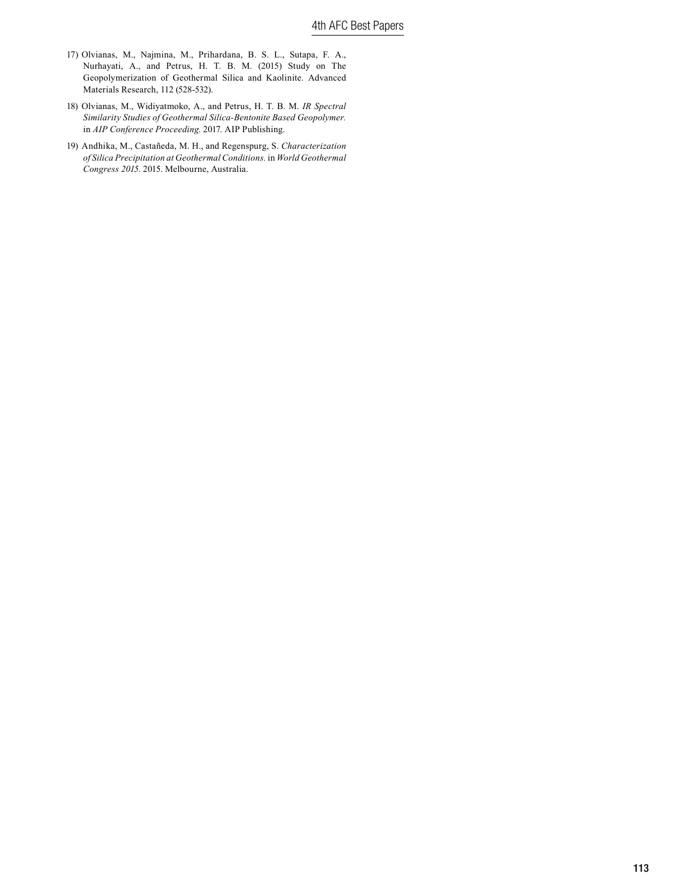17) Olvianas, M., Najmina, M., Prihardana, B. S. L., Sutapa, F. A., Nurhayati, A., and Petrus, H. T. B. M. (2015) Study on The Geopolymerization of Geothermal Silica and Kaolinite. Advanced Materials Research, 112 (528-532).

18) Olvianas, M., Widiyatmoko, A., and Petrus, H. T. B. M. *IR Spectral Similarity Studies of Geothermal Silica-Bentonite Based Geopolymer.* in *AIP Conference Proceeding*. 2017. AIP Publishing.

19) Andhika, M., Castañeda, M. H., and Regenspurg, S. *Characterization of Silica Precipitation at Geothermal Conditions.* in *World Geothermal Congress 2015*. 2015. Melbourne, Australia.